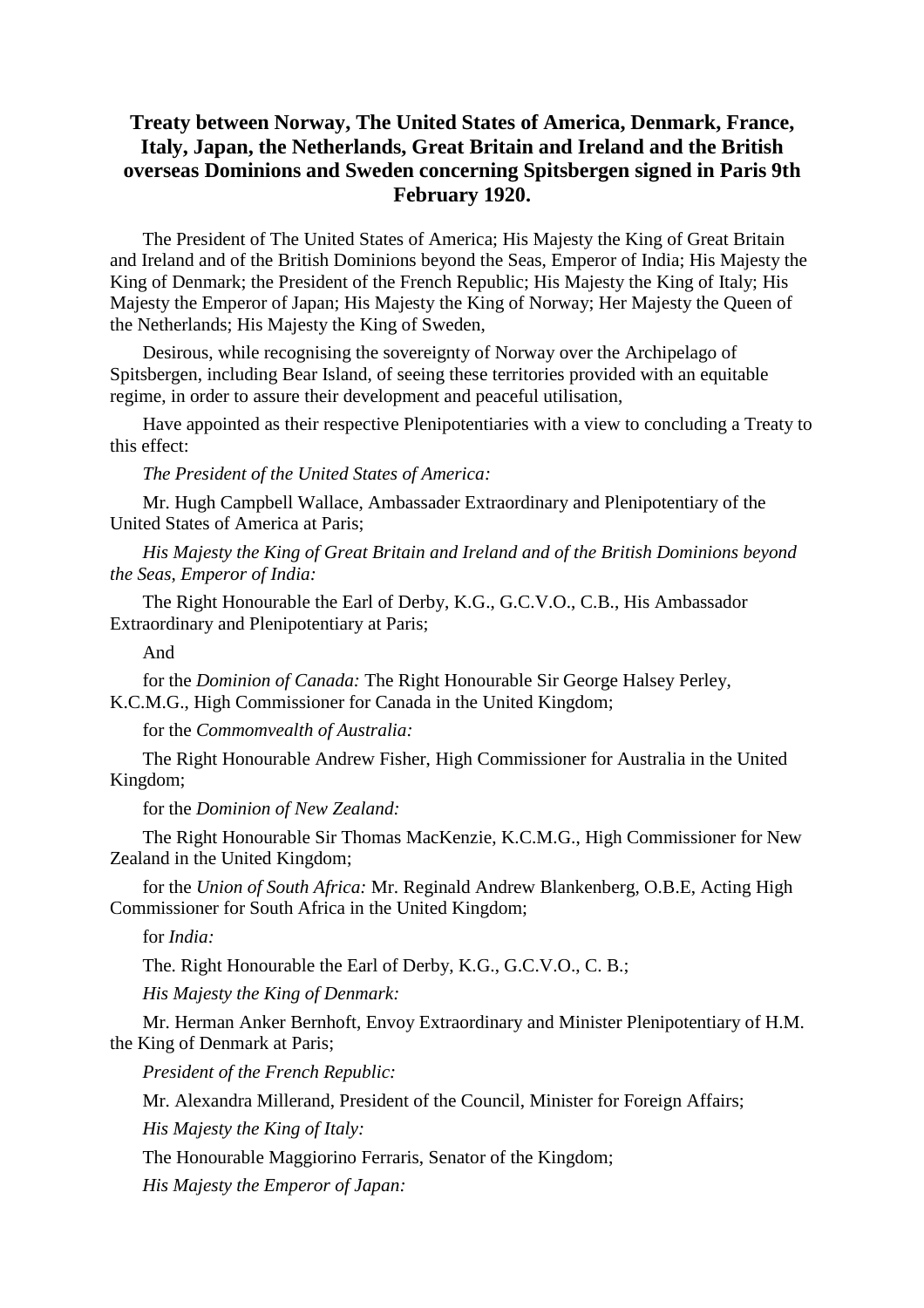# Treaty between Norway, The United States of America, Denmark, France, Italy, Japan, the Netherlands, Great Britain and Ireland and the British overseas Dominions and Sweden concerning Spitsbergen signed in Paris 9th February 1920.

The President of The United States of America; His Majesty the King of Great Britain and Ireland and of the British Dominions beyond the Seas, Emperor of India; His Majesty the King of Denmark; the President of the French Republic; His Majesty the King of Italy; His Majesty the Emperor of Japan; His Majesty the King of Norway; Her Majesty the Queen of the Netherlands; His Majesty the King of Sweden,

Desirous, while recognising the sovereignty of Norway over the Archipelago of Spitsbergen, including Bear Island, of seeing these territories provided with an equitable regime, in order to assure their development and peaceful utilisation,

Have appointed as their respective Plenipotentiaries with a view to concluding a Treaty to this effect:

*The President of the United States of America:*

Mr. Hugh Campbell Wallace, Ambassader Extraordinary and Plenipotentiary of the United States of America at Paris;

*His Majesty the King of Great Britain and Ireland and of the British Dominions beyond the Seas, Emperor of India:*

The Right Honourable the Earl of Derby, K.G., G.C.V.O., C.B., His Ambassador Extraordinary and Plenipotentiary at Paris;

And

for the *Dominion of Canada:* The Right Honourable Sir George Halsey Perley, K.C.M.G., High Commissioner for Canada in the United Kingdom;

for the *Commomvealth of Australia:*

The Right Honourable Andrew Fisher, High Commissioner for Australia in the United Kingdom;

for the *Dominion of New Zealand:*

The Right Honourable Sir Thomas MacKenzie, K.C.M.G., High Commissioner for New Zealand in the United Kingdom;

for the *Union of South Africa:* Mr. Reginald Andrew Blankenberg, O.B.E, Acting High Commissioner for South Africa in the United Kingdom;

for *India:*

The. Right Honourable the Earl of Derby, K.G., G.C.V.O., C. B.;

*His Majesty the King of Denmark:*

Mr. Herman Anker Bernhoft, Envoy Extraordinary and Minister Plenipotentiary of H.M. the King of Denmark at Paris;

*President of the French Republic:*

Mr. Alexandra Millerand, President of the Council, Minister for Foreign Affairs;

*His Majesty the King of Italy:*

The Honourable Maggiorino Ferraris, Senator of the Kingdom;

*His Majesty the Emperor of Japan:*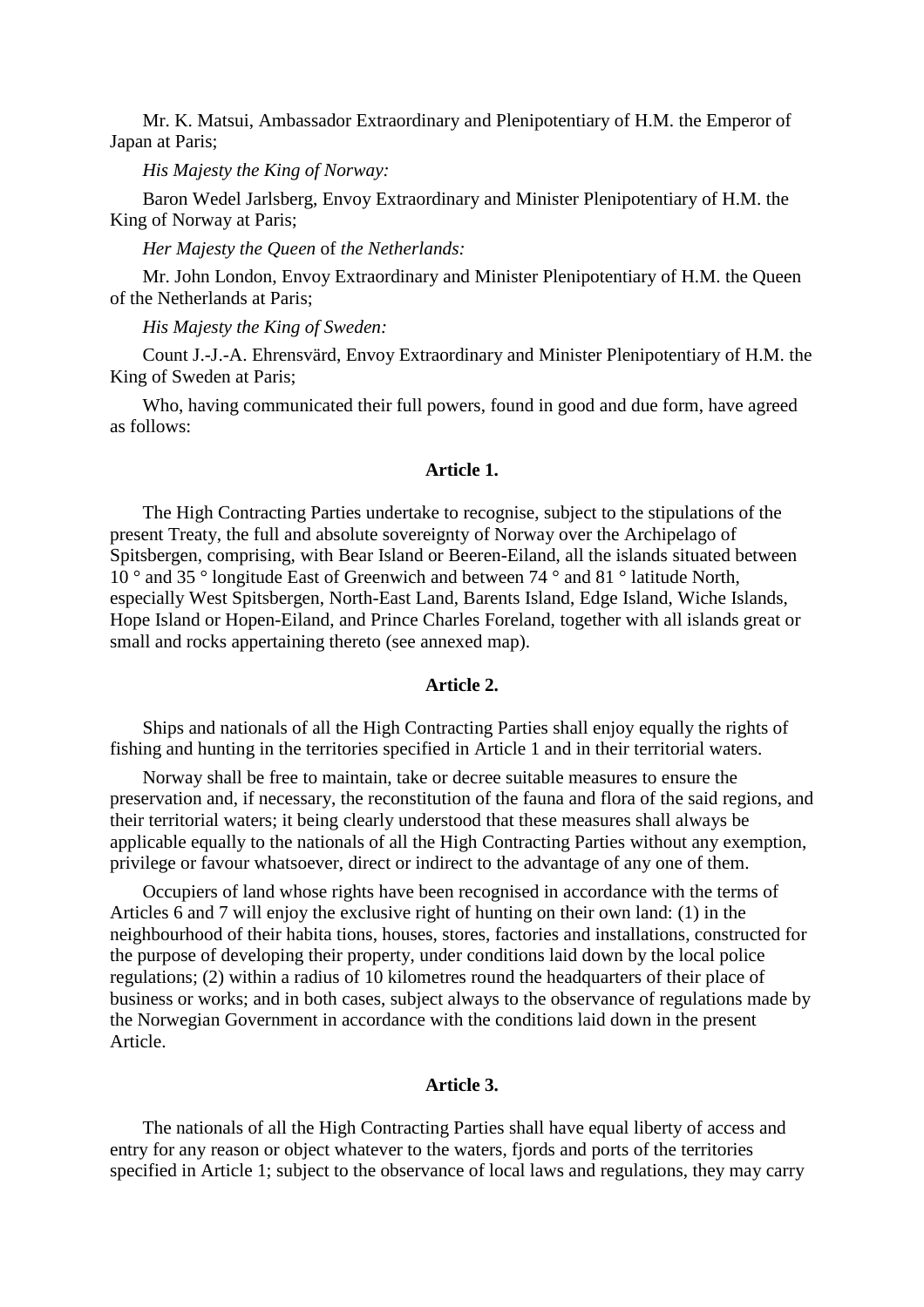Mr. K. Matsui, Ambassador Extraordinary and Plenipotentiary of H.M. the Emperor of Japan at Paris;

*His Majesty the King of Norway:*

Baron Wedel Jarlsberg, Envoy Extraordinary and Minister Plenipotentiary of H.M. the King of Norway at Paris;

*Her Majesty the Queen* of *the Netherlands:*

Mr. John London, Envoy Extraordinary and Minister Plenipotentiary of H.M. the Queen of the Netherlands at Paris;

*His Majesty the King of Sweden:*

Count J.-J.-A. Ehrensvärd, Envoy Extraordinary and Minister Plenipotentiary of H.M. the King of Sweden at Paris;

Who, having communicated their full powers, found in good and due form, have agreed as follows:

### Article 1.

The High Contracting Parties undertake to recognise, subject to the stipulations of the present Treaty, the full and absolute sovereignty of Norway over the Archipelago of Spitsbergen, comprising, with Bear Island or Beeren-Eiland, all the islands situated between 10 ° and 35 ° longitude East of Greenwich and between 74 ° and 81 ° latitude North, especially West Spitsbergen, North-East Land, Barents Island, Edge Island, Wiche Islands, Hope Island or Hopen-Eiland, and Prince Charles Foreland, together with all islands great or small and rocks appertaining thereto (see annexed map).

### Article 2.

Ships and nationals of all the High Contracting Parties shall enjoy equally the rights of fishing and hunting in the territories specified in Article 1 and in their territorial waters.

Norway shall be free to maintain, take or decree suitable measures to ensure the preservation and, if necessary, the reconstitution of the fauna and flora of the said regions, and their territorial waters; it being clearly understood that these measures shall always be applicable equally to the nationals of all the High Contracting Parties without any exemption, privilege or favour whatsoever, direct or indirect to the advantage of any one of them.

Occupiers of land whose rights have been recognised in accordance with the terms of Articles 6 and 7 will enjoy the exclusive right of hunting on their own land: (1) in the neighbourhood of their habita tions, houses, stores, factories and installations, constructed for the purpose of developing their property, under conditions laid down by the local police regulations; (2) within a radius of 10 kilometres round the headquarters of their place of business or works; and in both cases, subject always to the observance of regulations made by the Norwegian Government in accordance with the conditions laid down in the present Article.

### Article 3.

The nationals of all the High Contracting Parties shall have equal liberty of access and entry for any reason or object whatever to the waters, fjords and ports of the territories specified in Article 1; subject to the observance of local laws and regulations, they may carry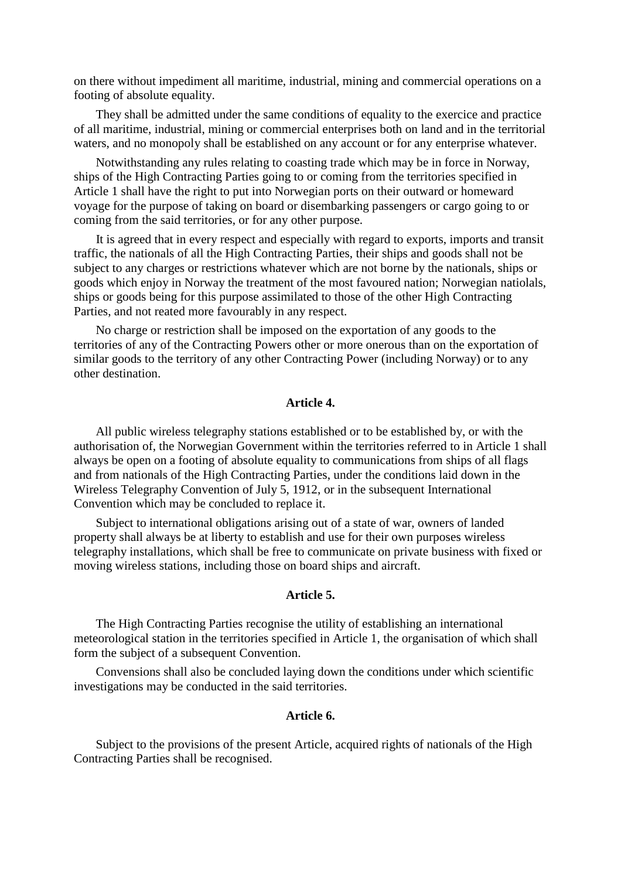on there without impediment all maritime, industrial, mining and commercial operations on a footing of absolute equality.

They shall be admitted under the same conditions of equality to the exercice and practice of all maritime, industrial, mining or commercial enterprises both on land and in the territorial waters, and no monopoly shall be established on any account or for any enterprise whatever.

Notwithstanding any rules relating to coasting trade which may be in force in Norway, ships of the High Contracting Parties going to or coming from the territories specified in Article 1 shall have the right to put into Norwegian ports on their outward or homeward voyage for the purpose of taking on board or disembarking passengers or cargo going to or coming from the said territories, or for any other purpose.

It is agreed that in every respect and especially with regard to exports, imports and transit traffic, the nationals of all the High Contracting Parties, their ships and goods shall not be subject to any charges or restrictions whatever which are not borne by the nationals, ships or goods which enjoy in Norway the treatment of the most favoured nation; Norwegian natiolals, ships or goods being for this purpose assimilated to those of the other High Contracting Parties, and not reated more favourably in any respect.

No charge or restriction shall be imposed on the exportation of any goods to the territories of any of the Contracting Powers other or more onerous than on the exportation of similar goods to the territory of any other Contracting Power (including Norway) or to any other destination.

### Article 4.

All public wireless telegraphy stations established or to be established by, or with the authorisation of, the Norwegian Government within the territories referred to in Article 1 shall always be open on a footing of absolute equality to communications from ships of all flags and from nationals of the High Contracting Parties, under the conditions laid down in the Wireless Telegraphy Convention of July 5, 1912, or in the subsequent International Convention which may be concluded to replace it.

Subject to international obligations arising out of a state of war, owners of landed property shall always be at liberty to establish and use for their own purposes wireless telegraphy installations, which shall be free to communicate on private business with fixed or moving wireless stations, including those on board ships and aircraft.

### Article 5.

The High Contracting Parties recognise the utility of establishing an international meteorological station in the territories specified in Article 1, the organisation of which shall form the subject of a subsequent Convention.

Convensions shall also be concluded laying down the conditions under which scientific investigations may be conducted in the said territories.

### Article 6.

Subject to the provisions of the present Article, acquired rights of nationals of the High Contracting Parties shall be recognised.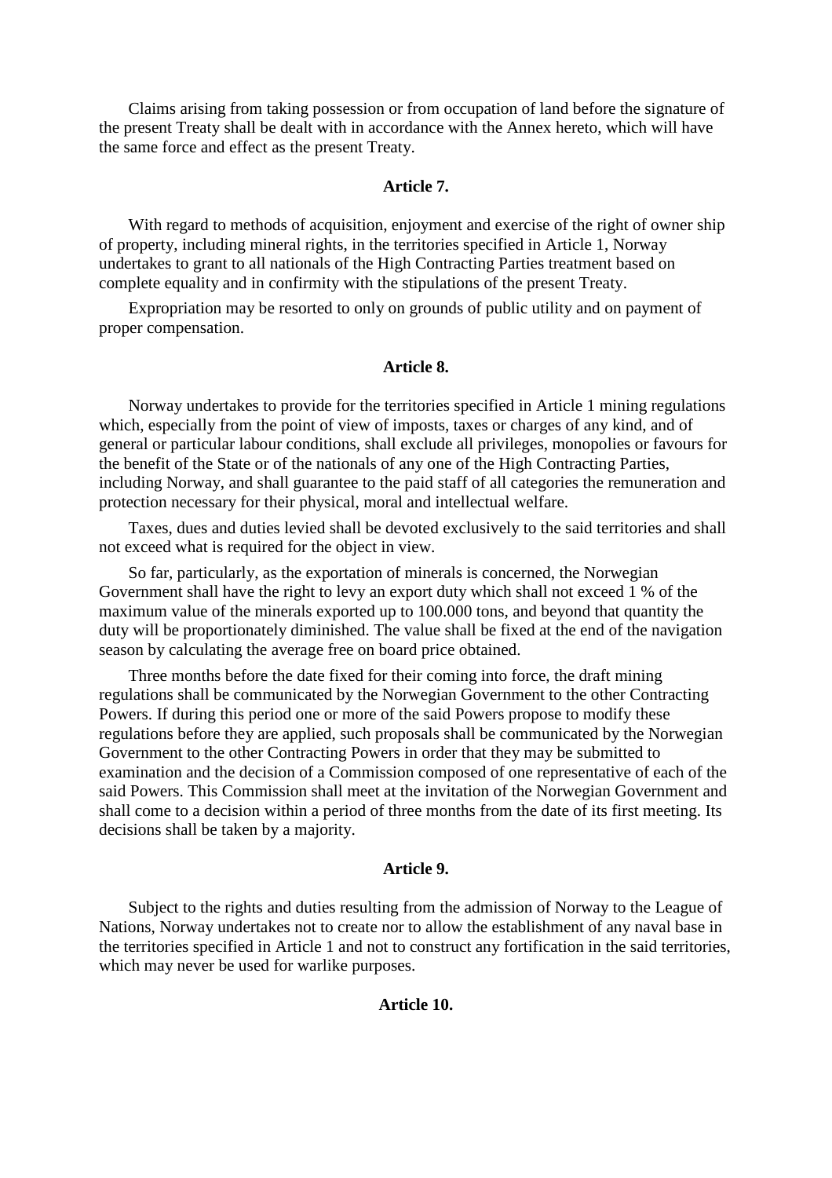Claims arising from taking possession or from occupation of land before the signature of the present Treaty shall be dealt with in accordance with the Annex hereto, which will have the same force and effect as the present Treaty.

### Article 7.

With regard to methods of acquisition, enjoyment and exercise of the right of owner ship of property, including mineral rights, in the territories specified in Article 1, Norway undertakes to grant to all nationals of the High Contracting Parties treatment based on complete equality and in confirmity with the stipulations of the present Treaty.

Expropriation may be resorted to only on grounds of public utility and on payment of proper compensation.

### Article 8.

Norway undertakes to provide for the territories specified in Article 1 mining regulations which, especially from the point of view of imposts, taxes or charges of any kind, and of general or particular labour conditions, shall exclude all privileges, monopolies or favours for the benefit of the State or of the nationals of any one of the High Contracting Parties, including Norway, and shall guarantee to the paid staff of all categories the remuneration and protection necessary for their physical, moral and intellectual welfare.

Taxes, dues and duties levied shall be devoted exclusively to the said territories and shall not exceed what is required for the object in view.

So far, particularly, as the exportation of minerals is concerned, the Norwegian Government shall have the right to levy an export duty which shall not exceed 1 % of the maximum value of the minerals exported up to 100.000 tons, and beyond that quantity the duty will be proportionately diminished. The value shall be fixed at the end of the navigation season by calculating the average free on board price obtained.

Three months before the date fixed for their coming into force, the draft mining regulations shall be communicated by the Norwegian Government to the other Contracting Powers. If during this period one or more of the said Powers propose to modify these regulations before they are applied, such proposals shall be communicated by the Norwegian Government to the other Contracting Powers in order that they may be submitted to examination and the decision of a Commission composed of one representative of each of the said Powers. This Commission shall meet at the invitation of the Norwegian Government and shall come to a decision within a period of three months from the date of its first meeting. Its decisions shall be taken by a majority.

### Article 9.

Subject to the rights and duties resulting from the admission of Norway to the League of Nations, Norway undertakes not to create nor to allow the establishment of any naval base in the territories specified in Article 1 and not to construct any fortification in the said territories, which may never be used for warlike purposes.

### Article 10.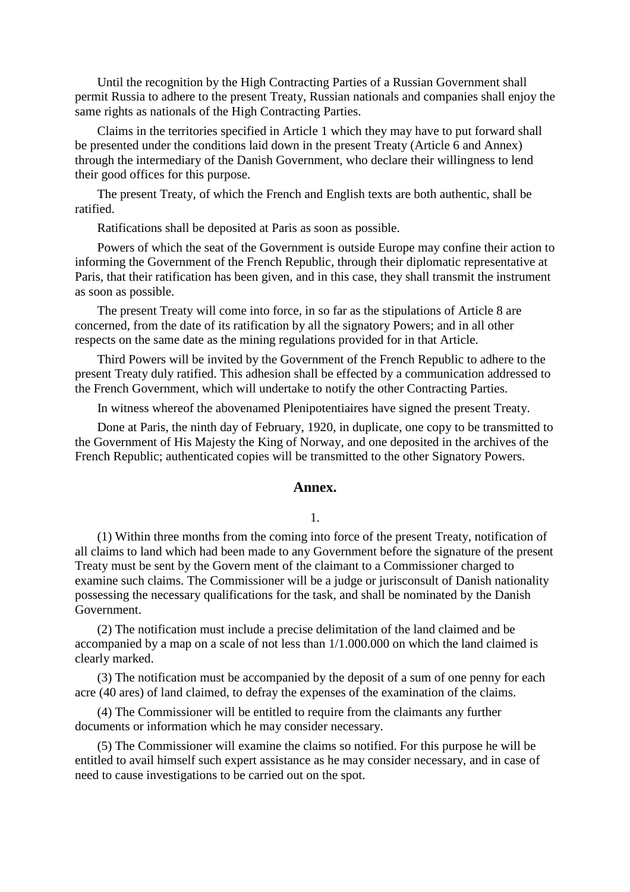Until the recognition by the High Contracting Parties of a Russian Government shall permit Russia to adhere to the present Treaty, Russian nationals and companies shall enjoy the same rights as nationals of the High Contracting Parties.

Claims in the territories specified in Article 1 which they may have to put forward shall be presented under the conditions laid down in the present Treaty (Article 6 and Annex) through the intermediary of the Danish Government, who declare their willingness to lend their good offices for this purpose.

The present Treaty, of which the French and English texts are both authentic, shall be ratified.

Ratifications shall be deposited at Paris as soon as possible.

Powers of which the seat of the Government is outside Europe may confine their action to informing the Government of the French Republic, through their diplomatic representative at Paris, that their ratification has been given, and in this case, they shall transmit the instrument as soon as possible.

The present Treaty will come into force, in so far as the stipulations of Article 8 are concerned, from the date of its ratification by all the signatory Powers; and in all other respects on the same date as the mining regulations provided for in that Article.

Third Powers will be invited by the Government of the French Republic to adhere to the present Treaty duly ratified. This adhesion shall be effected by a communication addressed to the French Government, which will undertake to notify the other Contracting Parties.

In witness whereof the abovenamed Plenipotentiaires have signed the present Treaty.

Done at Paris, the ninth day of February, 1920, in duplicate, one copy to be transmitted to the Government of His Majesty the King of Norway, and one deposited in the archives of the French Republic; authenticated copies will be transmitted to the other Signatory Powers.

## Annex.

1.

(1) Within three months from the coming into force of the present Treaty, notification of all claims to land which had been made to any Government before the signature of the present Treaty must be sent by the Govern ment of the claimant to a Commissioner charged to examine such claims. The Commissioner will be a judge or jurisconsult of Danish nationality possessing the necessary qualifications for the task, and shall be nominated by the Danish Government.

(2) The notification must include a precise delimitation of the land claimed and be accompanied by a map on a scale of not less than 1/1.000.000 on which the land claimed is clearly marked.

(3) The notification must be accompanied by the deposit of a sum of one penny for each acre (40 ares) of land claimed, to defray the expenses of the examination of the claims.

(4) The Commissioner will be entitled to require from the claimants any further documents or information which he may consider necessary.

(5) The Commissioner will examine the claims so notified. For this purpose he will be entitled to avail himself such expert assistance as he may consider necessary, and in case of need to cause investigations to be carried out on the spot.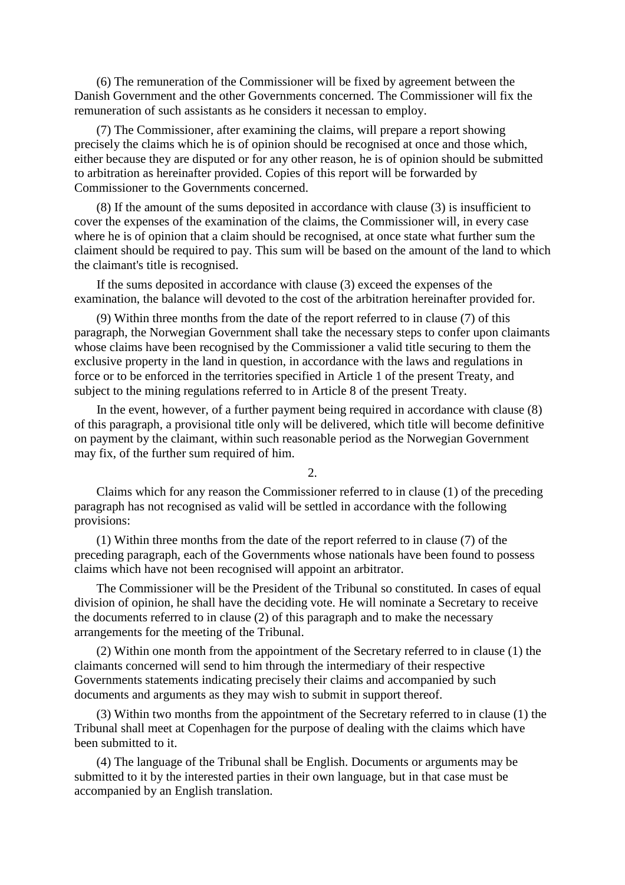(6) The remuneration of the Commissioner will be fixed by agreement between the Danish Government and the other Governments concerned. The Commissioner will fix the remuneration of such assistants as he considers it necessan to employ.

(7) The Commissioner, after examining the claims, will prepare a report showing precisely the claims which he is of opinion should be recognised at once and those which, either because they are disputed or for any other reason, he is of opinion should be submitted to arbitration as hereinafter provided. Copies of this report will be forwarded by Commissioner to the Governments concerned.

(8) If the amount of the sums deposited in accordance with clause (3) is insufficient to cover the expenses of the examination of the claims, the Commissioner will, in every case where he is of opinion that a claim should be recognised, at once state what further sum the claiment should be required to pay. This sum will be based on the amount of the land to which the claimant's title is recognised.

If the sums deposited in accordance with clause (3) exceed the expenses of the examination, the balance will devoted to the cost of the arbitration hereinafter provided for.

(9) Within three months from the date of the report referred to in clause (7) of this paragraph, the Norwegian Government shall take the necessary steps to confer upon claimants whose claims have been recognised by the Commissioner a valid title securing to them the exclusive property in the land in question, in accordance with the laws and regulations in force or to be enforced in the territories specified in Article 1 of the present Treaty, and subject to the mining regulations referred to in Article 8 of the present Treaty.

In the event, however, of a further payment being required in accordance with clause (8) of this paragraph, a provisional title only will be delivered, which title will become definitive on payment by the claimant, within such reasonable period as the Norwegian Government may fix, of the further sum required of him.

2.

Claims which for any reason the Commissioner referred to in clause (1) of the preceding paragraph has not recognised as valid will be settled in accordance with the following provisions:

(1) Within three months from the date of the report referred to in clause (7) of the preceding paragraph, each of the Governments whose nationals have been found to possess claims which have not been recognised will appoint an arbitrator.

The Commissioner will be the President of the Tribunal so constituted. In cases of equal division of opinion, he shall have the deciding vote. He will nominate a Secretary to receive the documents referred to in clause (2) of this paragraph and to make the necessary arrangements for the meeting of the Tribunal.

(2) Within one month from the appointment of the Secretary referred to in clause (1) the claimants concerned will send to him through the intermediary of their respective Governments statements indicating precisely their claims and accompanied by such documents and arguments as they may wish to submit in support thereof.

(3) Within two months from the appointment of the Secretary referred to in clause (1) the Tribunal shall meet at Copenhagen for the purpose of dealing with the claims which have been submitted to it.

(4) The language of the Tribunal shall be English. Documents or arguments may be submitted to it by the interested parties in their own language, but in that case must be accompanied by an English translation.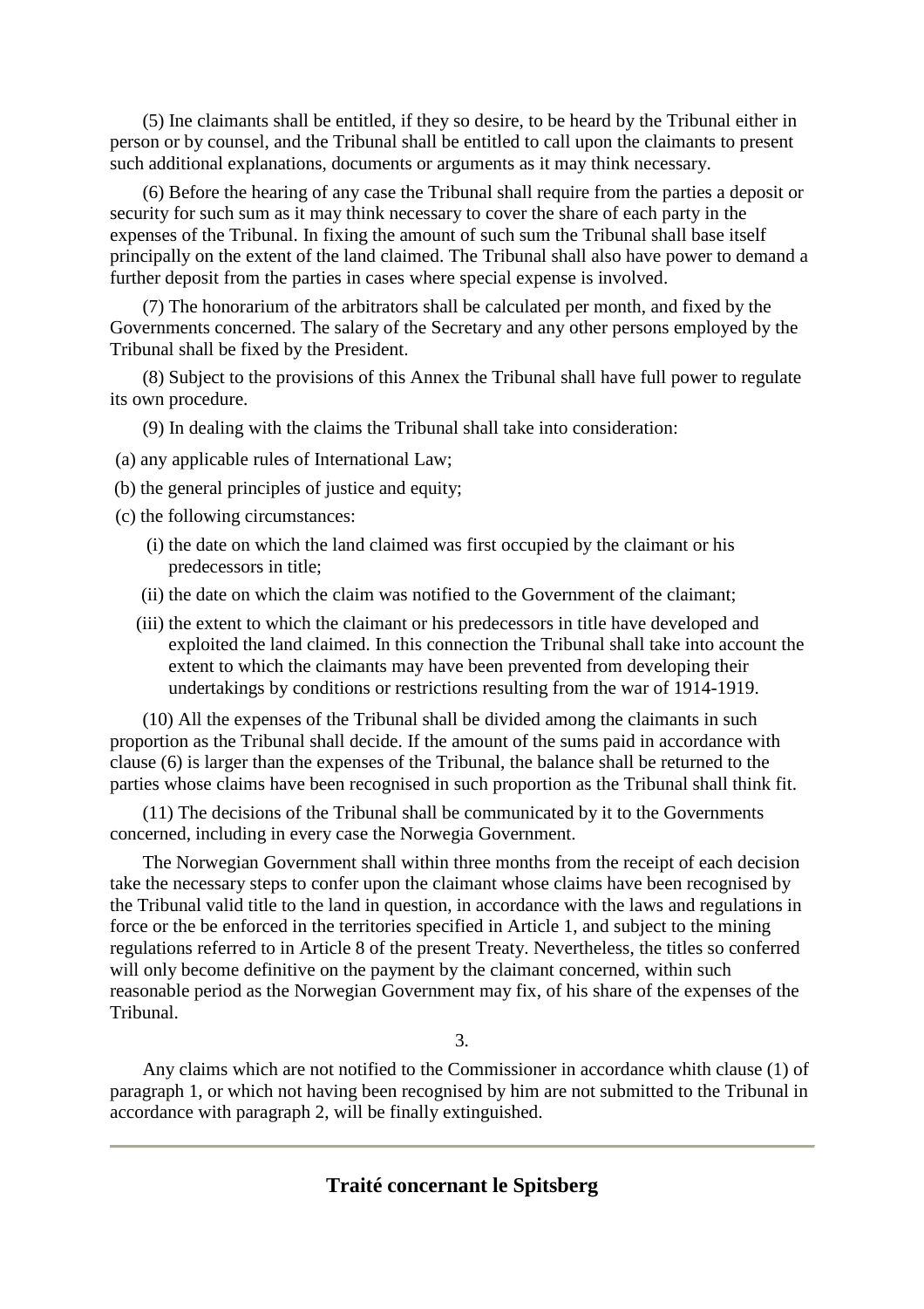(5) Ine claimants shall be entitled, if they so desire, to be heard by the Tribunal either in person or by counsel, and the Tribunal shall be entitled to call upon the claimants to present such additional explanations, documents or arguments as it may think necessary.

(6) Before the hearing of any case the Tribunal shall require from the parties a deposit or security for such sum as it may think necessary to cover the share of each party in the expenses of the Tribunal. In fixing the amount of such sum the Tribunal shall base itself principally on the extent of the land claimed. The Tribunal shall also have power to demand a further deposit from the parties in cases where special expense is involved.

(7) The honorarium of the arbitrators shall be calculated per month, and fixed by the Governments concerned. The salary of the Secretary and any other persons employed by the Tribunal shall be fixed by the President.

(8) Subject to the provisions of this Annex the Tribunal shall have full power to regulate its own procedure.

(9) In dealing with the claims the Tribunal shall take into consideration:

(a) any applicable rules of International Law;

(b) the general principles of justice and equity;

(c) the following circumstances:

- (i) the date on which the land claimed was first occupied by the claimant or his predecessors in title;
- (ii) the date on which the claim was notified to the Government of the claimant;
- (iii) the extent to which the claimant or his predecessors in title have developed and exploited the land claimed. In this connection the Tribunal shall take into account the extent to which the claimants may have been prevented from developing their undertakings by conditions or restrictions resulting from the war of 1914-1919.

(10) All the expenses of the Tribunal shall be divided among the claimants in such proportion as the Tribunal shall decide. If the amount of the sums paid in accordance with clause (6) is larger than the expenses of the Tribunal, the balance shall be returned to the parties whose claims have been recognised in such proportion as the Tribunal shall think fit.

(11) The decisions of the Tribunal shall be communicated by it to the Governments concerned, including in every case the Norwegia Government.

The Norwegian Government shall within three months from the receipt of each decision take the necessary steps to confer upon the claimant whose claims have been recognised by the Tribunal valid title to the land in question, in accordance with the laws and regulations in force or the be enforced in the territories specified in Article 1, and subject to the mining regulations referred to in Article 8 of the present Treaty. Nevertheless, the titles so conferred will only become definitive on the payment by the claimant concerned, within such reasonable period as the Norwegian Government may fix, of his share of the expenses of the Tribunal.

3.

Any claims which are not notified to the Commissioner in accordance whith clause (1) of paragraph 1, or which not having been recognised by him are not submitted to the Tribunal in accordance with paragraph 2, will be finally extinguished.

---

## Traité concernant le Spitsberg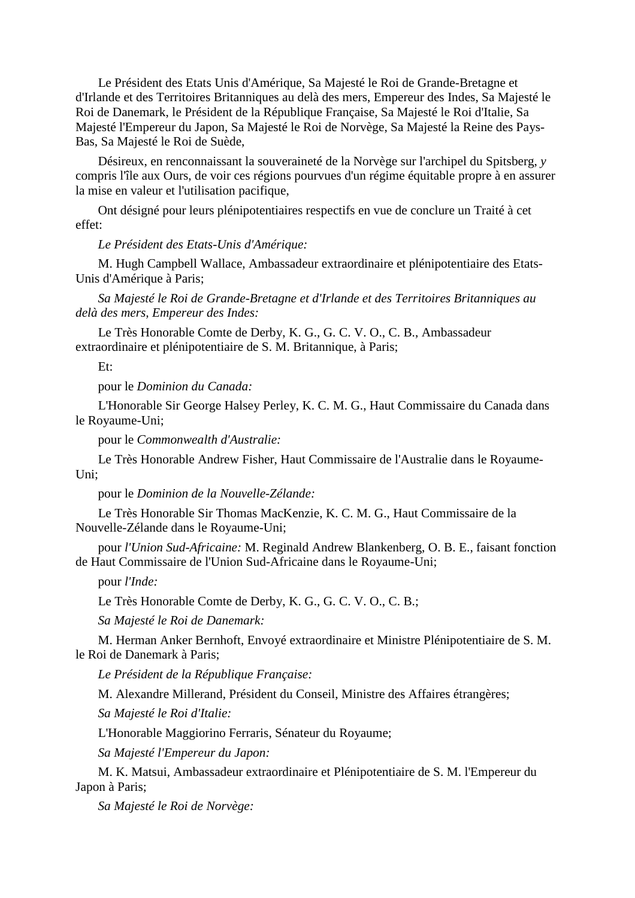Le Président des Etats Unis d'Amérique, Sa Majesté le Roi de Grande-Bretagne et d'Irlande et des Territoires Britanniques au delà des mers, Empereur des Indes, Sa Majesté le Roi de Danemark, le Président de la République Française, Sa Majesté le Roi d'Italie, Sa Majesté l'Empereur du Japon, Sa Majesté le Roi de Norvège, Sa Majesté la Reine des Pays-Bas, Sa Majesté le Roi de Suède,

Désireux, en renconnaissant la souveraineté de la Norvège sur l'archipel du Spitsberg, *y* compris l'île aux Ours, de voir ces régions pourvues d'un régime équitable propre à en assurer la mise en valeur et l'utilisation pacifique,

Ont désigné pour leurs plénipotentiaires respectifs en vue de conclure un Traité à cet effet:

*Le Président des Etats-Unis d'Amérique:*

M. Hugh Campbell Wallace, Ambassadeur extraordinaire et plénipotentiaire des Etats-Unis d'Amérique à Paris;

*Sa Majesté le Roi de Grande-Bretagne et d'Irlande et des Territoires Britanniques au delà des mers, Empereur des Indes:*

Le Très Honorable Comte de Derby, K. G., G. C. V. O., C. B., Ambassadeur extraordinaire et plénipotentiaire de S. M. Britannique, à Paris;

Et:

pour le *Dominion du Canada:*

L'Honorable Sir George Halsey Perley, K. C. M. G., Haut Commissaire du Canada dans le Royaume-Uni;

pour le *Commonwealth d'Australie:*

Le Très Honorable Andrew Fisher, Haut Commissaire de l'Australie dans le Royaume-Uni;

pour le *Dominion de la Nouvelle-Zélande:*

Le Très Honorable Sir Thomas MacKenzie, K. C. M. G., Haut Commissaire de la Nouvelle-Zélande dans le Royaume-Uni;

pour *l'Union Sud-Africaine:* M. Reginald Andrew Blankenberg, O. B. E., faisant fonction de Haut Commissaire de l'Union Sud-Africaine dans le Royaume-Uni;

pour *l'Inde:*

Le Très Honorable Comte de Derby, K. G., G. C. V. O., C. B.;

*Sa Majesté le Roi de Danemark:*

M. Herman Anker Bernhoft, Envoyé extraordinaire et Ministre Plénipotentiaire de S. M. le Roi de Danemark à Paris;

*Le Président de la République Française:*

M. Alexandre Millerand, Président du Conseil, Ministre des Affaires étrangères;

*Sa Majesté le Roi d'Italie:*

L'Honorable Maggiorino Ferraris, Sénateur du Royaume;

*Sa Majesté l'Empereur du Japon:*

M. K. Matsui, Ambassadeur extraordinaire et Plénipotentiaire de S. M. l'Empereur du Japon à Paris;

*Sa Majesté le Roi de Norvège:*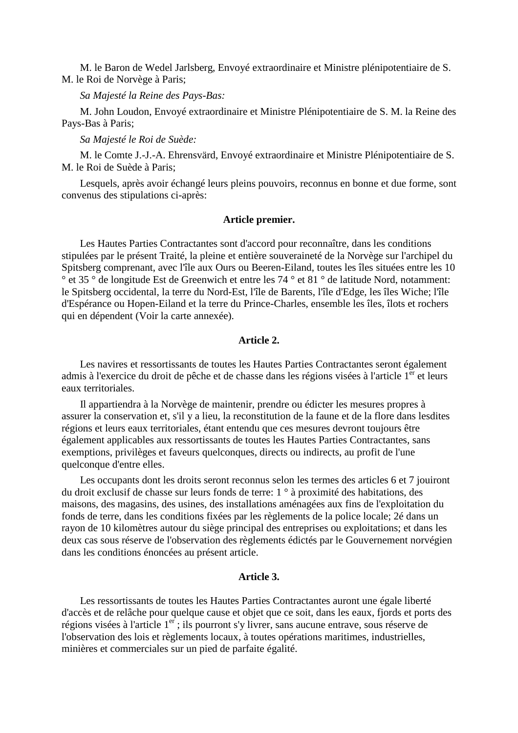M. le Baron de Wedel Jarlsberg, Envoyé extraordinaire et Ministre plénipotentiaire de S. M. le Roi de Norvège à Paris;

*Sa Majesté la Reine des Pays-Bas:*

M. John Loudon, Envoyé extraordinaire et Ministre Plénipotentiaire de S. M. la Reine des Pays-Bas à Paris;

*Sa Majesté le Roi de Suède:*

M. le Comte J.-J.-A. Ehrensvärd, Envoyé extraordinaire et Ministre Plénipotentiaire de S. M. le Roi de Suède à Paris;

Lesquels, après avoir échangé leurs pleins pouvoirs, reconnus en bonne et due forme, sont convenus des stipulations ci-après:

### Article premier.

Les Hautes Parties Contractantes sont d'accord pour reconnaître, dans les conditions stipulées par le présent Traité, la pleine et entière souveraineté de la Norvège sur l'archipel du Spitsberg comprenant, avec l'île aux Ours ou Beeren-Eiland, toutes les îles situées entre les 10 ° et 35 ° de longitude Est de Greenwich et entre les 74 ° et 81 ° de latitude Nord, notamment: le Spitsberg occidental, la terre du Nord-Est, l'île de Barents, l'île d'Edge, les îles Wiche; l'île d'Espérance ou Hopen-Eiland et la terre du Prince-Charles, ensemble les îles, îlots et rochers qui en dépendent (Voir la carte annexée).

### Article 2.

Les navires et ressortissants de toutes les Hautes Parties Contractantes seront également admis à l'exercice du droit de pêche et de chasse dans les régions visées à l'article 1er et leurs eaux territoriales.

Il appartiendra à la Norvège de maintenir, prendre ou édicter les mesures propres à assurer la conservation et, s'il y a lieu, la reconstitution de la faune et de la flore dans lesdites régions et leurs eaux territoriales, étant entendu que ces mesures devront toujours être également applicables aux ressortissants de toutes les Hautes Parties Contractantes, sans exemptions, privilèges et faveurs quelconques, directs ou indirects, au profit de l'une quelconque d'entre elles.

Les occupants dont les droits seront reconnus selon les termes des articles 6 et 7 jouiront du droit exclusif de chasse sur leurs fonds de terre: 1 ° à proximité des habitations, des maisons, des magasins, des usines, des installations aménagées aux fins de l'exploitation du fonds de terre, dans les conditions fixées par les règlements de la police locale; 2é dans un rayon de 10 kilomètres autour du siège principal des entreprises ou exploitations; et dans les deux cas sous réserve de l'observation des règlements édictés par le Gouvernement norvégien dans les conditions énoncées au présent article.

### Article 3.

Les ressortissants de toutes les Hautes Parties Contractantes auront une égale liberté d'accès et de relâche pour quelque cause et objet que ce soit, dans les eaux, fjords et ports des régions visées à l'article 1er ; ils pourront s'y livrer, sans aucune entrave, sous réserve de l'observation des lois et règlements locaux, à toutes opérations maritimes, industrielles, minières et commerciales sur un pied de parfaite égalité.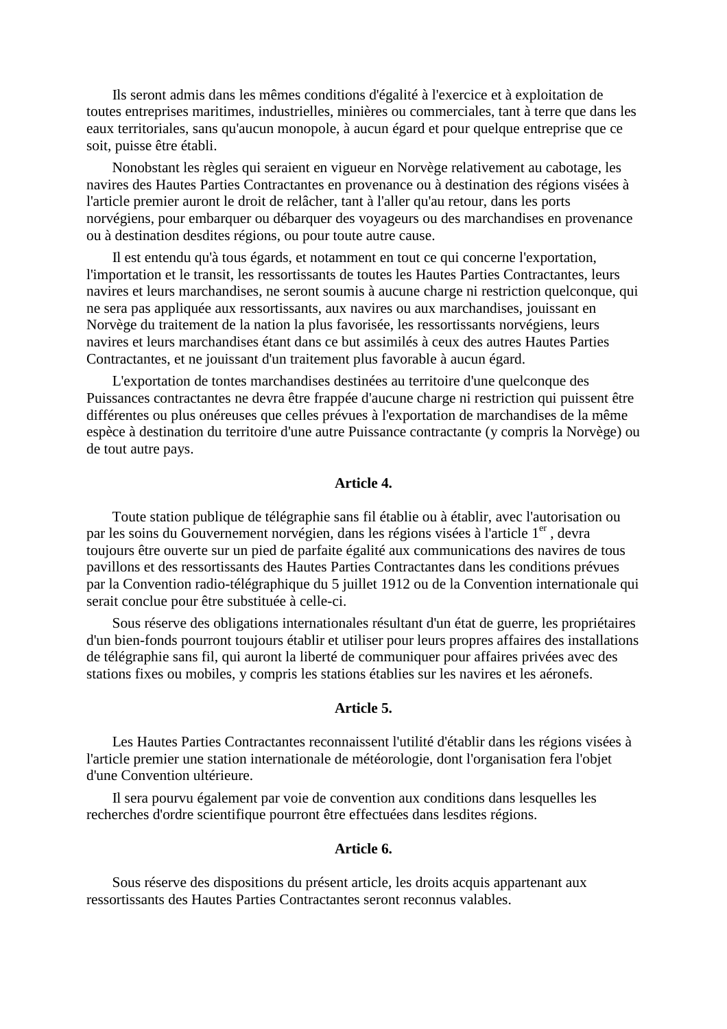Ils seront admis dans les mêmes conditions d'égalité à l'exercice et à exploitation de toutes entreprises maritimes, industrielles, minières ou commerciales, tant à terre que dans les eaux territoriales, sans qu'aucun monopole, à aucun égard et pour quelque entreprise que ce soit, puisse être établi.

Nonobstant les règles qui seraient en vigueur en Norvège relativement au cabotage, les navires des Hautes Parties Contractantes en provenance ou à destination des régions visées à l'article premier auront le droit de relâcher, tant à l'aller qu'au retour, dans les ports norvégiens, pour embarquer ou débarquer des voyageurs ou des marchandises en provenance ou à destination desdites régions, ou pour toute autre cause.

Il est entendu qu'à tous égards, et notamment en tout ce qui concerne l'exportation, l'importation et le transit, les ressortissants de toutes les Hautes Parties Contractantes, leurs navires et leurs marchandises, ne seront soumis à aucune charge ni restriction quelconque, qui ne sera pas appliquée aux ressortissants, aux navires ou aux marchandises, jouissant en Norvège du traitement de la nation la plus favorisée, les ressortissants norvégiens, leurs navires et leurs marchandises étant dans ce but assimilés à ceux des autres Hautes Parties Contractantes, et ne jouissant d'un traitement plus favorable à aucun égard.

L'exportation de tontes marchandises destinées au territoire d'une quelconque des Puissances contractantes ne devra être frappée d'aucune charge ni restriction qui puissent être différentes ou plus onéreuses que celles prévues à l'exportation de marchandises de la même espèce à destination du territoire d'une autre Puissance contractante (y compris la Norvège) ou de tout autre pays.

**Article 4.**

Toute station publique de télégraphie sans fil établie ou à établir, avec l'autorisation ou par les soins du Gouvernement norvégien, dans les régions visées à l'article 1er , devra toujours être ouverte sur un pied de parfaite égalité aux communications des navires de tous pavillons et des ressortissants des Hautes Parties Contractantes dans les conditions prévues par la Convention radio-télégraphique du 5 juillet 1912 ou de la Convention internationale qui serait conclue pour être substituée à celle-ci.

Sous réserve des obligations internationales résultant d'un état de guerre, les propriétaires d'un bien-fonds pourront toujours établir et utiliser pour leurs propres affaires des installations de télégraphie sans fil, qui auront la liberté de communiquer pour affaires privées avec des stations fixes ou mobiles, y compris les stations établies sur les navires et les aéronefs.

**Article 5.**

Les Hautes Parties Contractantes reconnaissent l'utilité d'établir dans les régions visées à l'article premier une station internationale de météorologie, dont l'organisation fera l'objet d'une Convention ultérieure.

Il sera pourvu également par voie de convention aux conditions dans lesquelles les recherches d'ordre scientifique pourront être effectuées dans lesdites régions.

**Article 6.**

Sous réserve des dispositions du présent article, les droits acquis appartenant aux ressortissants des Hautes Parties Contractantes seront reconnus valables.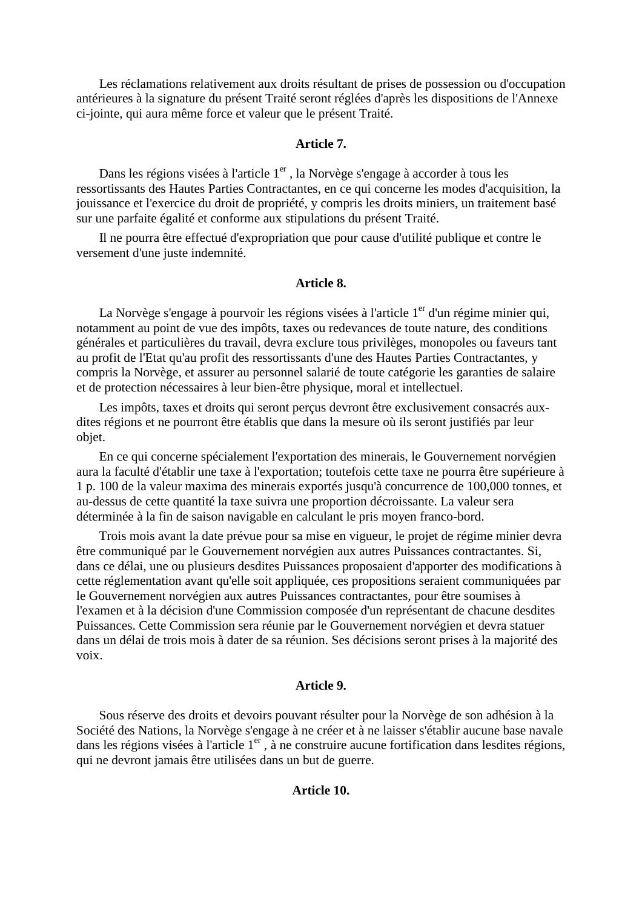Les réclamations relativement aux droits résultant de prises de possession ou d'occupation antérieures à la signature du présent Traité seront réglées d'après les dispositions de l'Annexe ci-jointe, qui aura même force et valeur que le présent Traité.

### Article 7.

Dans les régions visées à l'article 1er , la Norvège s'engage à accorder à tous les ressortissants des Hautes Parties Contractantes, en ce qui concerne les modes d'acquisition, la jouissance et l'exercice du droit de propriété, y compris les droits miniers, un traitement basé sur une parfaite égalité et conforme aux stipulations du présent Traité.

Il ne pourra être effectué d'expropriation que pour cause d'utilité publique et contre le versement d'une juste indemnité.

### Article 8.

La Norvège s'engage à pourvoir les régions visées à l'article 1er d'un régime minier qui, notamment au point de vue des impôts, taxes ou redevances de toute nature, des conditions générales et particulières du travail, devra exclure tous privilèges, monopoles ou faveurs tant au profit de l'Etat qu'au profit des ressortissants d'une des Hautes Parties Contractantes, y compris la Norvège, et assurer au personnel salarié de toute catégorie les garanties de salaire et de protection nécessaires à leur bien-être physique, moral et intellectuel.

Les impôts, taxes et droits qui seront perçus devront être exclusivement consacrés aux-dites régions et ne pourront être établis que dans la mesure où ils seront justifiés par leur objet.

En ce qui concerne spécialement l'exportation des minerais, le Gouvernement norvégien aura la faculté d'établir une taxe à l'exportation; toutefois cette taxe ne pourra être supérieure à 1 p. 100 de la valeur maxima des minerais exportés jusqu'à concurrence de 100,000 tonnes, et au-dessus de cette quantité la taxe suivra une proportion décroissante. La valeur sera déterminée à la fin de saison navigable en calculant le pris moyen franco-bord.

Trois mois avant la date prévue pour sa mise en vigueur, le projet de régime minier devra être communiqué par le Gouvernement norvégien aux autres Puissances contractantes. Si, dans ce délai, une ou plusieurs desdites Puissances proposaient d'apporter des modifications à cette réglementation avant qu'elle soit appliquée, ces propositions seraient communiquées par le Gouvernement norvégien aux autres Puissances contractantes, pour être soumises à l'examen et à la décision d'une Commission composée d'un représentant de chacune desdites Puissances. Cette Commission sera réunie par le Gouvernement norvégien et devra statuer dans un délai de trois mois à dater de sa réunion. Ses décisions seront prises à la majorité des voix.

### Article 9.

Sous réserve des droits et devoirs pouvant résulter pour la Norvège de son adhésion à la Société des Nations, la Norvège s'engage à ne créer et à ne laisser s'établir aucune base navale dans les régions visées à l'article 1er , à ne construire aucune fortification dans lesdites régions, qui ne devront jamais être utilisées dans un but de guerre.

### Article 10.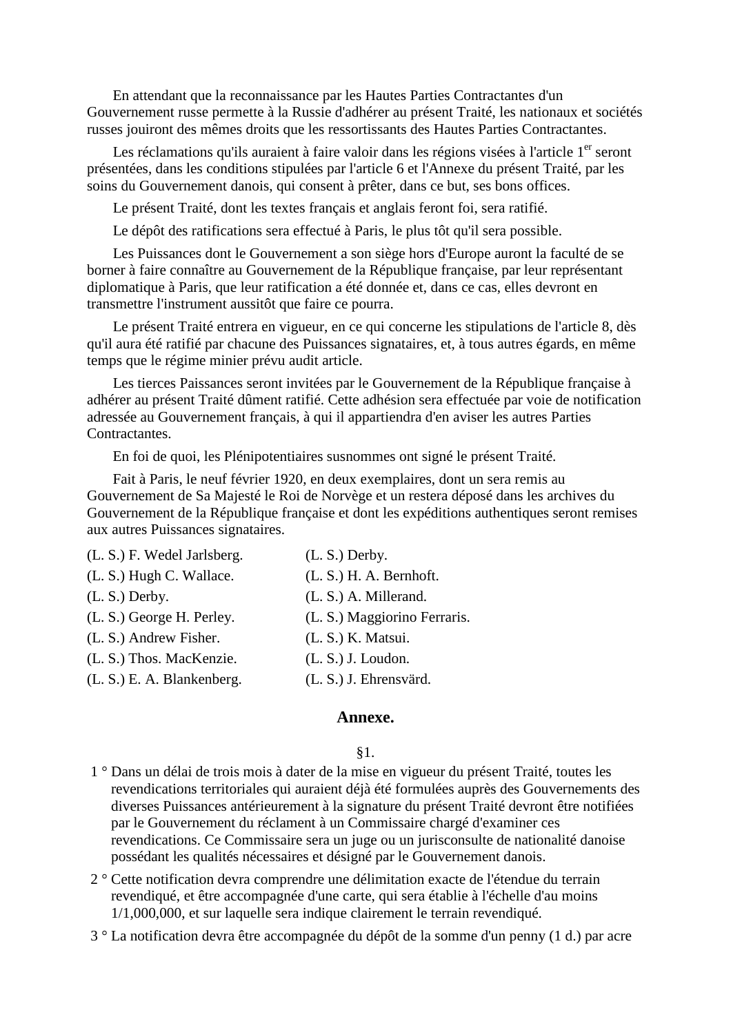En attendant que la reconnaissance par les Hautes Parties Contractantes d'un Gouvernement russe permette à la Russie d'adhérer au présent Traité, les nationaux et sociétés russes jouiront des mêmes droits que les ressortissants des Hautes Parties Contractantes.

Les réclamations qu'ils auraient à faire valoir dans les régions visées à l'article 1er seront présentées, dans les conditions stipulées par l'article 6 et l'Annexe du présent Traité, par les soins du Gouvernement danois, qui consent à prêter, dans ce but, ses bons offices.

Le présent Traité, dont les textes français et anglais feront foi, sera ratifié.

Le dépôt des ratifications sera effectué à Paris, le plus tôt qu'il sera possible.

Les Puissances dont le Gouvernement a son siège hors d'Europe auront la faculté de se borner à faire connaître au Gouvernement de la République française, par leur représentant diplomatique à Paris, que leur ratification a été donnée et, dans ce cas, elles devront en transmettre l'instrument aussitôt que faire ce pourra.

Le présent Traité entrera en vigueur, en ce qui concerne les stipulations de l'article 8, dès qu'il aura été ratifié par chacune des Puissances signataires, et, à tous autres égards, en même temps que le régime minier prévu audit article.

Les tierces Paissances seront invitées par le Gouvernement de la République française à adhérer au présent Traité dûment ratifié. Cette adhésion sera effectuée par voie de notification adressée au Gouvernement français, à qui il appartiendra d'en aviser les autres Parties Contractantes.

En foi de quoi, les Plénipotentiaires susnommes ont signé le présent Traité.

Fait à Paris, le neuf février 1920, en deux exemplaires, dont un sera remis au Gouvernement de Sa Majesté le Roi de Norvège et un restera déposé dans les archives du Gouvernement de la République française et dont les expéditions authentiques seront remises aux autres Puissances signataires.

(L. S.) F. Wedel Jarlsberg.
(L. S.) Hugh C. Wallace.
(L. S.) Derby.
(L. S.) George H. Perley.
(L. S.) Andrew Fisher.
(L. S.) Thos. MacKenzie.
(L. S.) E. A. Blankenberg.
(L. S.) Derby.
(L. S.) H. A. Bernhoft.
(L. S.) A. Millerand.
(L. S.) Maggiorino Ferraris.
(L. S.) K. Matsui.
(L. S.) J. Loudon.
(L. S.) J. Ehrensvärd.

## Annexe.

§1.

1 ° Dans un délai de trois mois à dater de la mise en vigueur du présent Traité, toutes les revendications territoriales qui auraient déjà été formulées auprès des Gouvernements des diverses Puissances antérieurement à la signature du présent Traité devront être notifiées par le Gouvernement du réclament à un Commissaire chargé d'examiner ces revendications. Ce Commissaire sera un juge ou un jurisconsulte de nationalité danoise possédant les qualités nécessaires et désigné par le Gouvernement danois.

2 ° Cette notification devra comprendre une délimitation exacte de l'étendue du terrain revendiqué, et être accompagnée d'une carte, qui sera établie à l'échelle d'au moins 1/1,000,000, et sur laquelle sera indique clairement le terrain revendiqué.

3 ° La notification devra être accompagnée du dépôt de la somme d'un penny (1 d.) par acre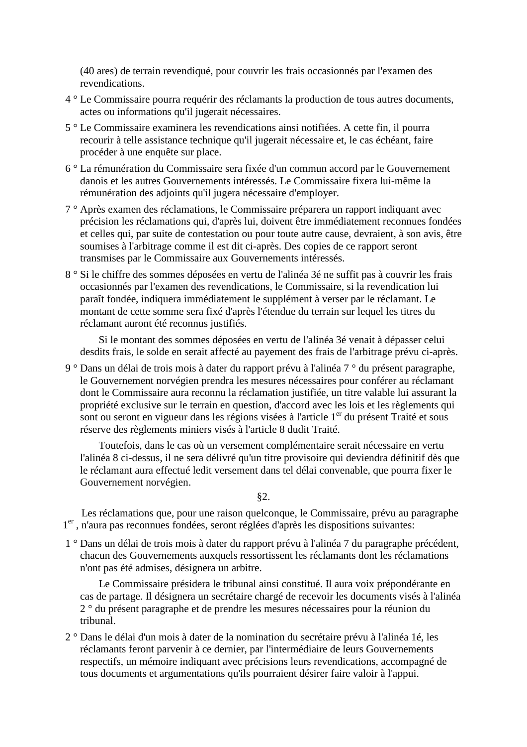(40 ares) de terrain revendiqué, pour couvrir les frais occasionnés par l'examen des revendications.

4 ° Le Commissaire pourra requérir des réclamants la production de tous autres documents, actes ou informations qu'il jugerait nécessaires.

5 ° Le Commissaire examinera les revendications ainsi notifiées. A cette fin, il pourra recourir à telle assistance technique qu'il jugerait nécessaire et, le cas échéant, faire procéder à une enquête sur place.

6 ° La rémunération du Commissaire sera fixée d'un commun accord par le Gouvernement danois et les autres Gouvernements intéressés. Le Commissaire fixera lui-même la rémunération des adjoints qu'il jugera nécessaire d'employer.

7 ° Après examen des réclamations, le Commissaire préparera un rapport indiquant avec précision les réclamations qui, d'après lui, doivent être immédiatement reconnues fondées et celles qui, par suite de contestation ou pour toute autre cause, devraient, à son avis, être soumises à l'arbitrage comme il est dit ci-après. Des copies de ce rapport seront transmises par le Commissaire aux Gouvernements intéressés.

8 ° Si le chiffre des sommes déposées en vertu de l'alinéa 3é ne suffit pas à couvrir les frais occasionnés par l'examen des revendications, le Commissaire, si la revendication lui paraît fondée, indiquera immédiatement le supplément à verser par le réclamant. Le montant de cette somme sera fixé d'après l'étendue du terrain sur lequel les titres du réclamant auront été reconnus justifiés.

Si le montant des sommes déposées en vertu de l'alinéa 3é venait à dépasser celui desdits frais, le solde en serait affecté au payement des frais de l'arbitrage prévu ci-après.

9 ° Dans un délai de trois mois à dater du rapport prévu à l'alinéa 7 ° du présent paragraphe, le Gouvernement norvégien prendra les mesures nécessaires pour conférer au réclamant dont le Commissaire aura reconnu la réclamation justifiée, un titre valable lui assurant la propriété exclusive sur le terrain en question, d'accord avec les lois et les règlements qui sont ou seront en vigueur dans les régions visées à l'article 1er du présent Traité et sous réserve des règlements miniers visés à l'article 8 dudit Traité.

Toutefois, dans le cas où un versement complémentaire serait nécessaire en vertu l'alinéa 8 ci-dessus, il ne sera délivré qu'un titre provisoire qui deviendra définitif dès que le réclamant aura effectué ledit versement dans tel délai convenable, que pourra fixer le Gouvernement norvégien.

§2.

Les réclamations que, pour une raison quelconque, le Commissaire, prévu au paragraphe 1er , n'aura pas reconnues fondées, seront réglées d'après les dispositions suivantes:

1 ° Dans un délai de trois mois à dater du rapport prévu à l'alinéa 7 du paragraphe précédent, chacun des Gouvernements auxquels ressortissent les réclamants dont les réclamations n'ont pas été admises, désignera un arbitre.

Le Commissaire présidera le tribunal ainsi constitué. Il aura voix prépondérante en cas de partage. Il désignera un secrétaire chargé de recevoir les documents visés à l'alinéa 2 ° du présent paragraphe et de prendre les mesures nécessaires pour la réunion du tribunal.

2 ° Dans le délai d'un mois à dater de la nomination du secrétaire prévu à l'alinéa 1é, les réclamants feront parvenir à ce dernier, par l'intermédiaire de leurs Gouvernements respectifs, un mémoire indiquant avec précisions leurs revendications, accompagné de tous documents et argumentations qu'ils pourraient désirer faire valoir à l'appui.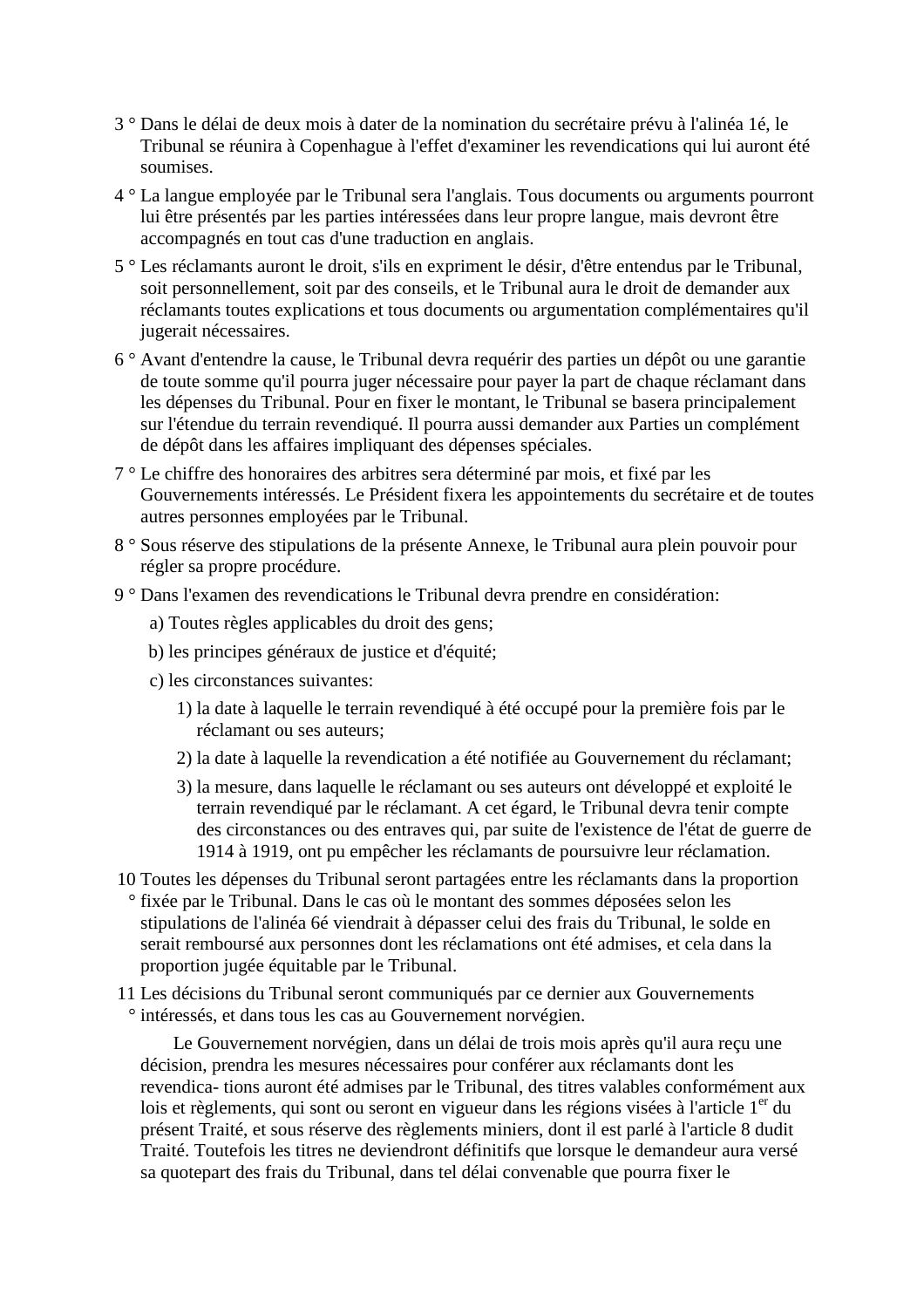3 ° Dans le délai de deux mois à dater de la nomination du secrétaire prévu à l'alinéa 1é, le Tribunal se réunira à Copenhague à l'effet d'examiner les revendications qui lui auront été soumises.

4 ° La langue employée par le Tribunal sera l'anglais. Tous documents ou arguments pourront lui être présentés par les parties intéressées dans leur propre langue, mais devront être accompagnés en tout cas d'une traduction en anglais.

5 ° Les réclamants auront le droit, s'ils en expriment le désir, d'être entendus par le Tribunal, soit personnellement, soit par des conseils, et le Tribunal aura le droit de demander aux réclamants toutes explications et tous documents ou argumentation complémentaires qu'il jugerait nécessaires.

6 ° Avant d'entendre la cause, le Tribunal devra requérir des parties un dépôt ou une garantie de toute somme qu'il pourra juger nécessaire pour payer la part de chaque réclamant dans les dépenses du Tribunal. Pour en fixer le montant, le Tribunal se basera principalement sur l'étendue du terrain revendiqué. Il pourra aussi demander aux Parties un complément de dépôt dans les affaires impliquant des dépenses spéciales.

7 ° Le chiffre des honoraires des arbitres sera déterminé par mois, et fixé par les Gouvernements intéressés. Le Président fixera les appointements du secrétaire et de toutes autres personnes employées par le Tribunal.

8 ° Sous réserve des stipulations de la présente Annexe, le Tribunal aura plein pouvoir pour régler sa propre procédure.

9 ° Dans l'examen des revendications le Tribunal devra prendre en considération:

a) Toutes règles applicables du droit des gens;

b) les principes généraux de justice et d'équité;

c) les circonstances suivantes:

1) la date à laquelle le terrain revendiqué à été occupé pour la première fois par le réclamant ou ses auteurs;

2) la date à laquelle la revendication a été notifiée au Gouvernement du réclamant;

3) la mesure, dans laquelle le réclamant ou ses auteurs ont développé et exploité le terrain revendiqué par le réclamant. A cet égard, le Tribunal devra tenir compte des circonstances ou des entraves qui, par suite de l'existence de l'état de guerre de 1914 à 1919, ont pu empêcher les réclamants de poursuivre leur réclamation.

10 ° Toutes les dépenses du Tribunal seront partagées entre les réclamants dans la proportion fixée par le Tribunal. Dans le cas où le montant des sommes déposées selon les stipulations de l'alinéa 6é viendrait à dépasser celui des frais du Tribunal, le solde en serait remboursé aux personnes dont les réclamations ont été admises, et cela dans la proportion jugée équitable par le Tribunal.

11 ° Les décisions du Tribunal seront communiqués par ce dernier aux Gouvernements intéressés, et dans tous les cas au Gouvernement norvégien.

Le Gouvernement norvégien, dans un délai de trois mois après qu'il aura reçu une décision, prendra les mesures nécessaires pour conférer aux réclamants dont les revendica- tions auront été admises par le Tribunal, des titres valables conformément aux lois et règlements, qui sont ou seront en vigueur dans les régions visées à l'article 1er du présent Traité, et sous réserve des règlements miniers, dont il est parlé à l'article 8 dudit Traité. Toutefois les titres ne deviendront définitifs que lorsque le demandeur aura versé sa quotepart des frais du Tribunal, dans tel délai convenable que pourra fixer le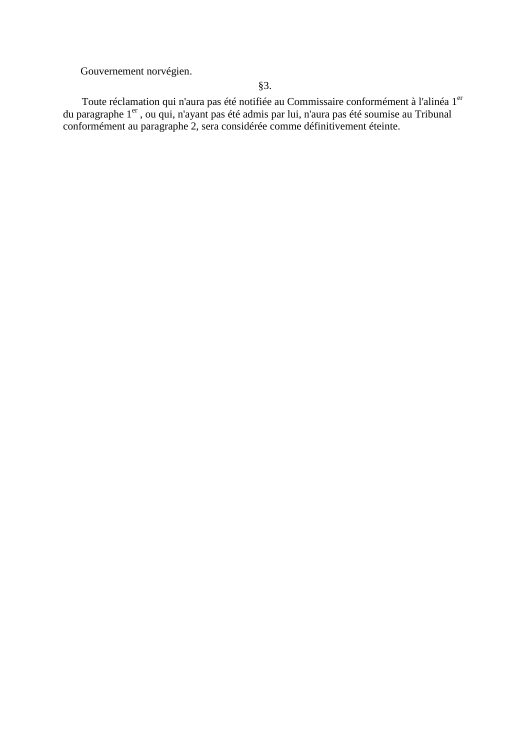Gouvernement norvégien.

§3.

Toute réclamation qui n'aura pas été notifiée au Commissaire conformément à l'alinéa 1er du paragraphe 1er , ou qui, n'ayant pas été admis par lui, n'aura pas été soumise au Tribunal conformément au paragraphe 2, sera considérée comme définitivement éteinte.